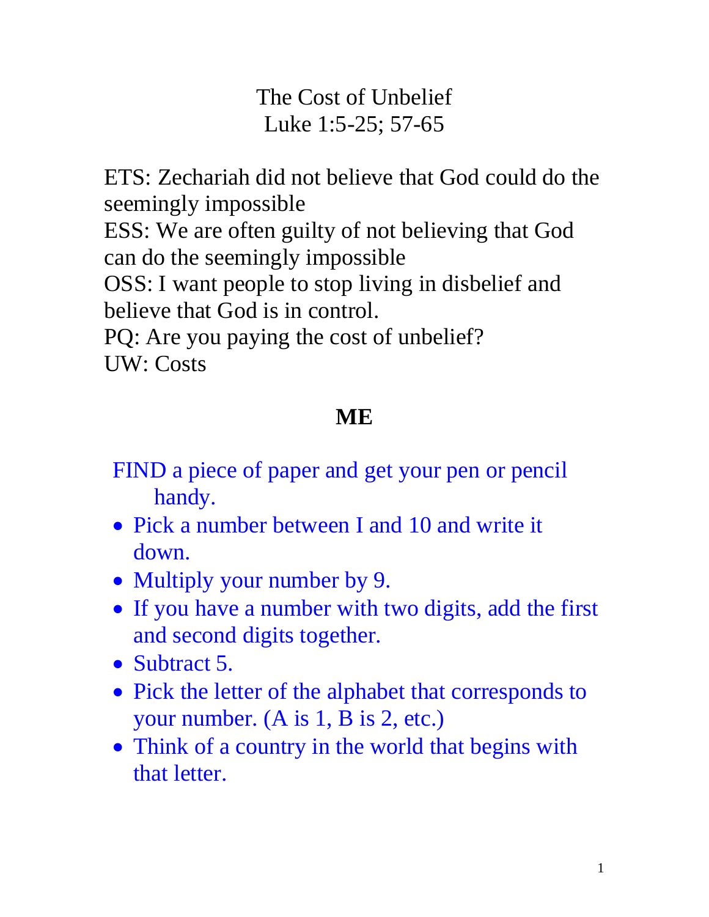# The Cost of Unbelief
## Luke 1:5-25; 57-65

ETS: Zechariah did not believe that God could do the seemingly impossible
ESS: We are often guilty of not believing that God can do the seemingly impossible
OSS: I want people to stop living in disbelief and believe that God is in control.
PQ: Are you paying the cost of unbelief?
UW: Costs

## ME

FIND a piece of paper and get your pen or pencil handy.

- Pick a number between I and 10 and write it down.
- Multiply your number by 9.
- If you have a number with two digits, add the first and second digits together.
- Subtract 5.
- Pick the letter of the alphabet that corresponds to your number. (A is 1, B is 2, etc.)
- Think of a country in the world that begins with that letter.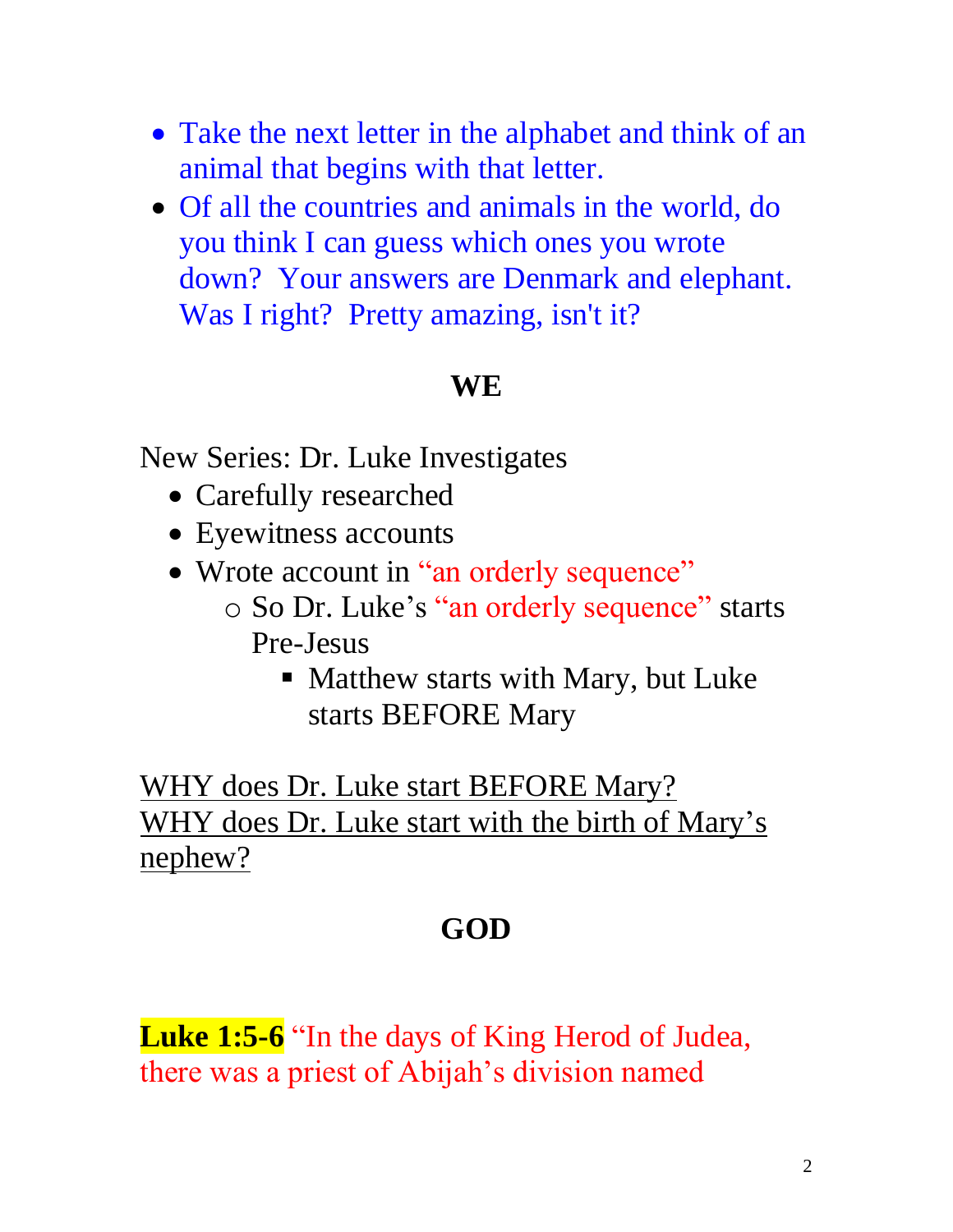- Take the next letter in the alphabet and think of an animal that begins with that letter.
- Of all the countries and animals in the world, do you think I can guess which ones you wrote down?  Your answers are Denmark and elephant.  Was I right?  Pretty amazing, isn't it?

## WE

New Series: Dr. Luke Investigates

- Carefully researched
- Eyewitness accounts
- Wrote account in "an orderly sequence"
  - So Dr. Luke's "an orderly sequence" starts Pre-Jesus
    - Matthew starts with Mary, but Luke starts BEFORE Mary

WHY does Dr. Luke start BEFORE Mary?
WHY does Dr. Luke start with the birth of Mary's nephew?

## GOD

**Luke 1:5-6** "In the days of King Herod of Judea, there was a priest of Abijah's division named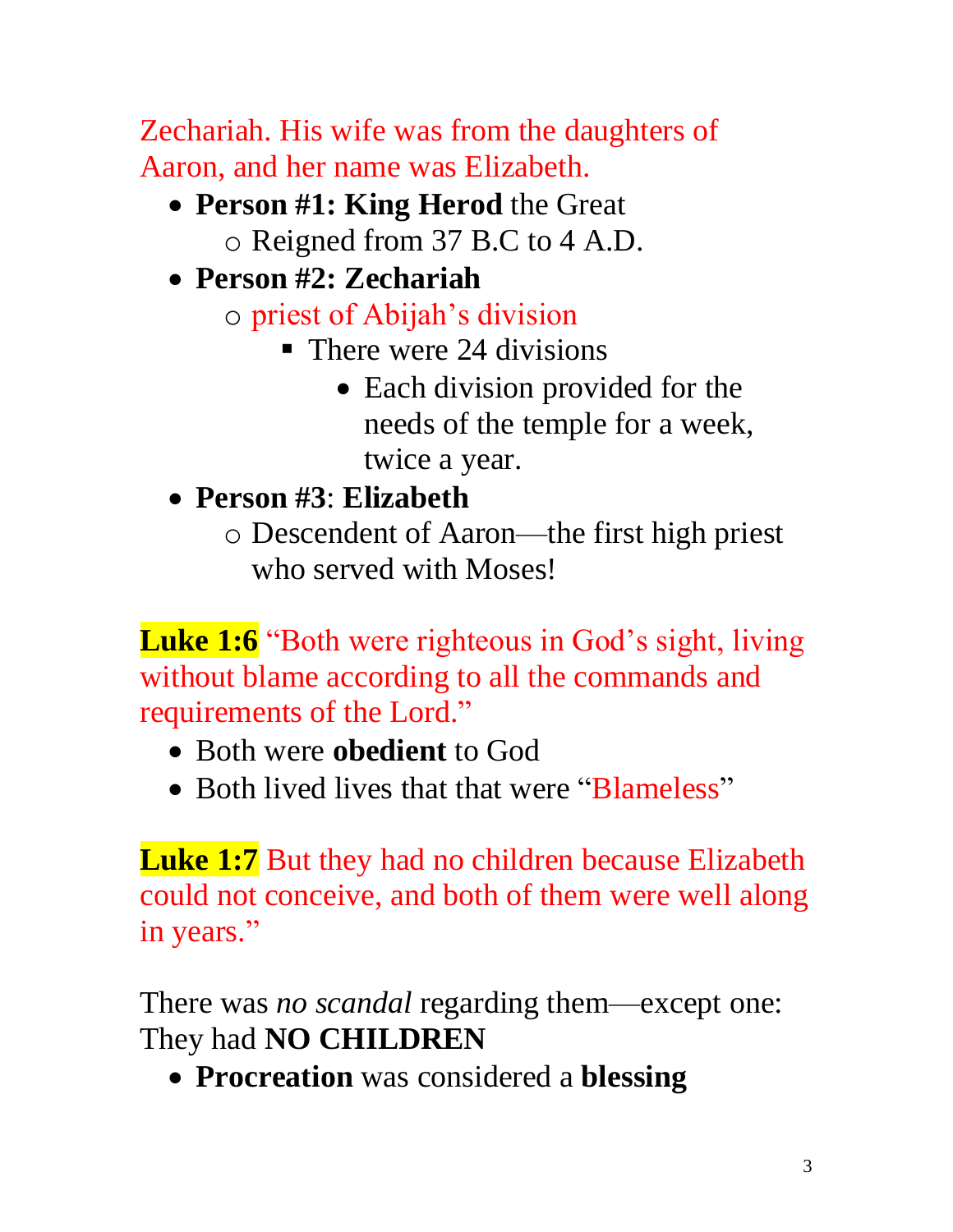Zechariah. His wife was from the daughters of Aaron, and her name was Elizabeth.

- **Person #1: King Herod** the Great
  - Reigned from 37 B.C to 4 A.D.
- **Person #2: Zechariah**
  - priest of Abijah's division
    - There were 24 divisions
      - Each division provided for the needs of the temple for a week, twice a year.
- **Person #3**: **Elizabeth**
  - Descendent of Aaron—the first high priest who served with Moses!

**Luke 1:6** "Both were righteous in God's sight, living without blame according to all the commands and requirements of the Lord."

- Both were **obedient** to God
- Both lived lives that that were "Blameless"

**Luke 1:7** But they had no children because Elizabeth could not conceive, and both of them were well along in years."

There was *no scandal* regarding them—except one: They had **NO CHILDREN**

- **Procreation** was considered a **blessing**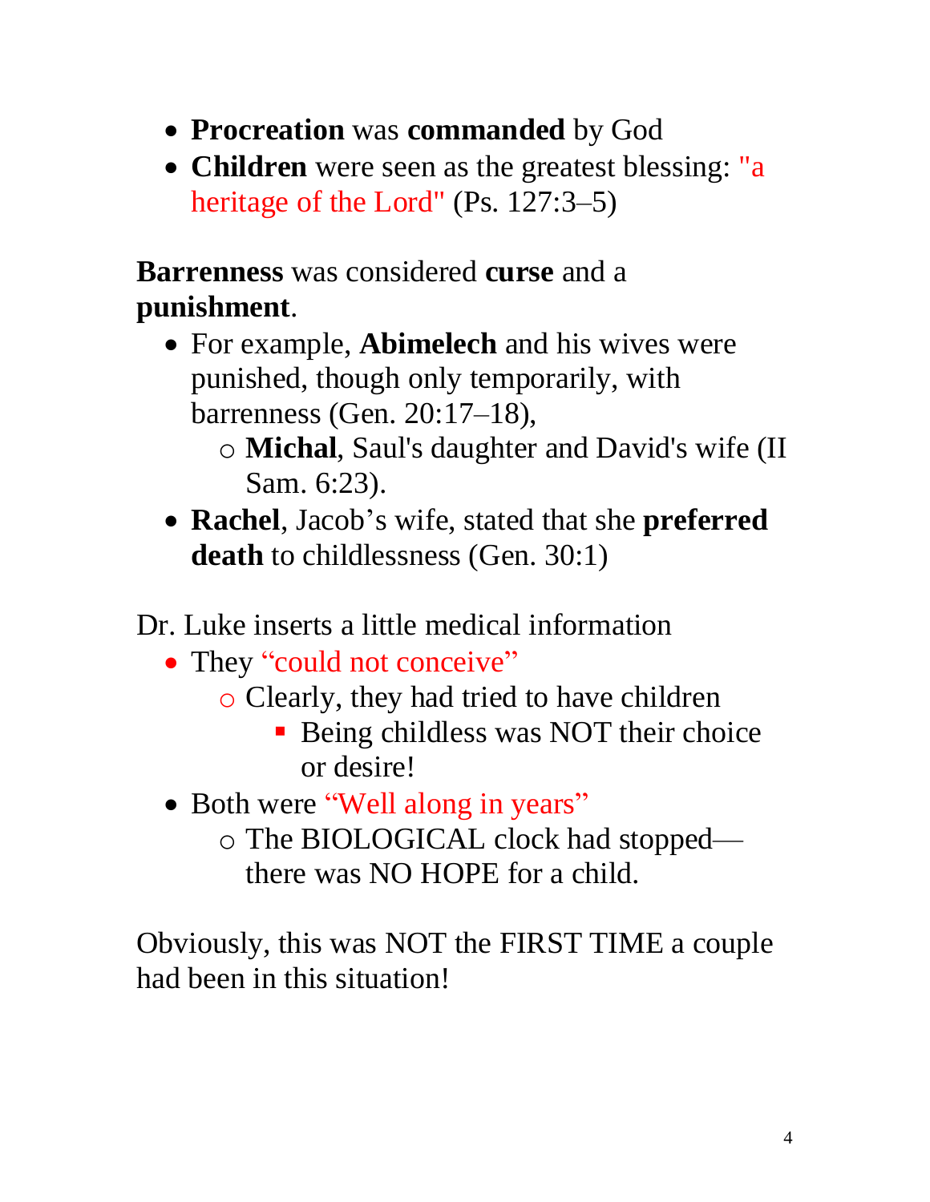- **Procreation** was **commanded** by God
- **Children** were seen as the greatest blessing: "a heritage of the Lord" (Ps. 127:3–5)

**Barrenness** was considered **curse** and a **punishment**.

- For example, **Abimelech** and his wives were punished, though only temporarily, with barrenness (Gen. 20:17–18),
    - **Michal**, Saul's daughter and David's wife (II Sam. 6:23).
- **Rachel**, Jacob's wife, stated that she **preferred death** to childlessness (Gen. 30:1)

Dr. Luke inserts a little medical information

- They "could not conceive"
    - Clearly, they had tried to have children
        - Being childless was NOT their choice or desire!
- Both were "Well along in years"
    - The BIOLOGICAL clock had stopped—there was NO HOPE for a child.

Obviously, this was NOT the FIRST TIME a couple had been in this situation!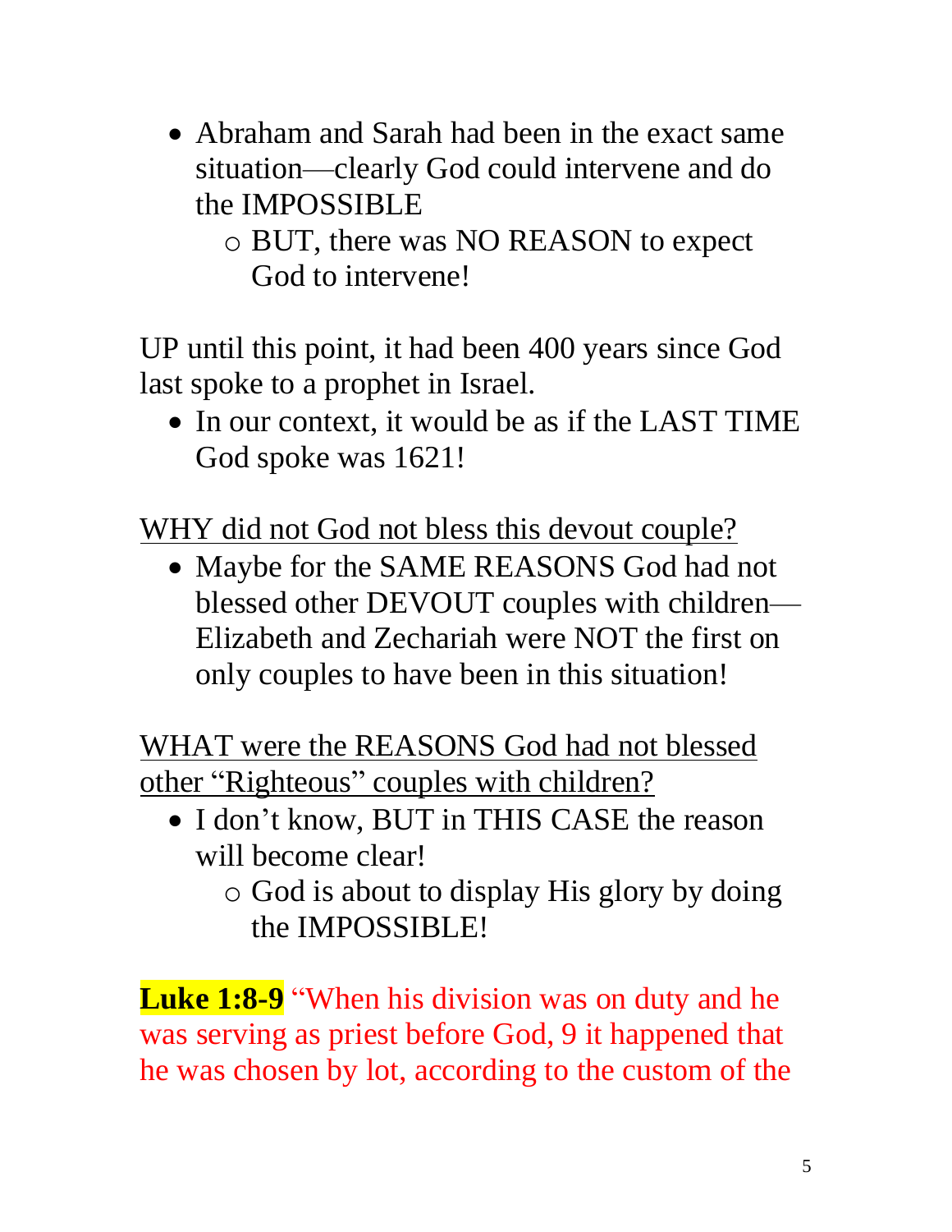- Abraham and Sarah had been in the exact same situation—clearly God could intervene and do the IMPOSSIBLE
    - BUT, there was NO REASON to expect God to intervene!

UP until this point, it had been 400 years since God last spoke to a prophet in Israel.

- In our context, it would be as if the LAST TIME God spoke was 1621!

<u>WHY did not God not bless this devout couple?</u>

- Maybe for the SAME REASONS God had not blessed other DEVOUT couples with children—Elizabeth and Zechariah were NOT the first on only couples to have been in this situation!

<u>WHAT were the REASONS God had not blessed other "Righteous" couples with children?</u>

- I don't know, BUT in THIS CASE the reason will become clear!
    - God is about to display His glory by doing the IMPOSSIBLE!

**Luke 1:8-9** "When his division was on duty and he was serving as priest before God, 9 it happened that he was chosen by lot, according to the custom of the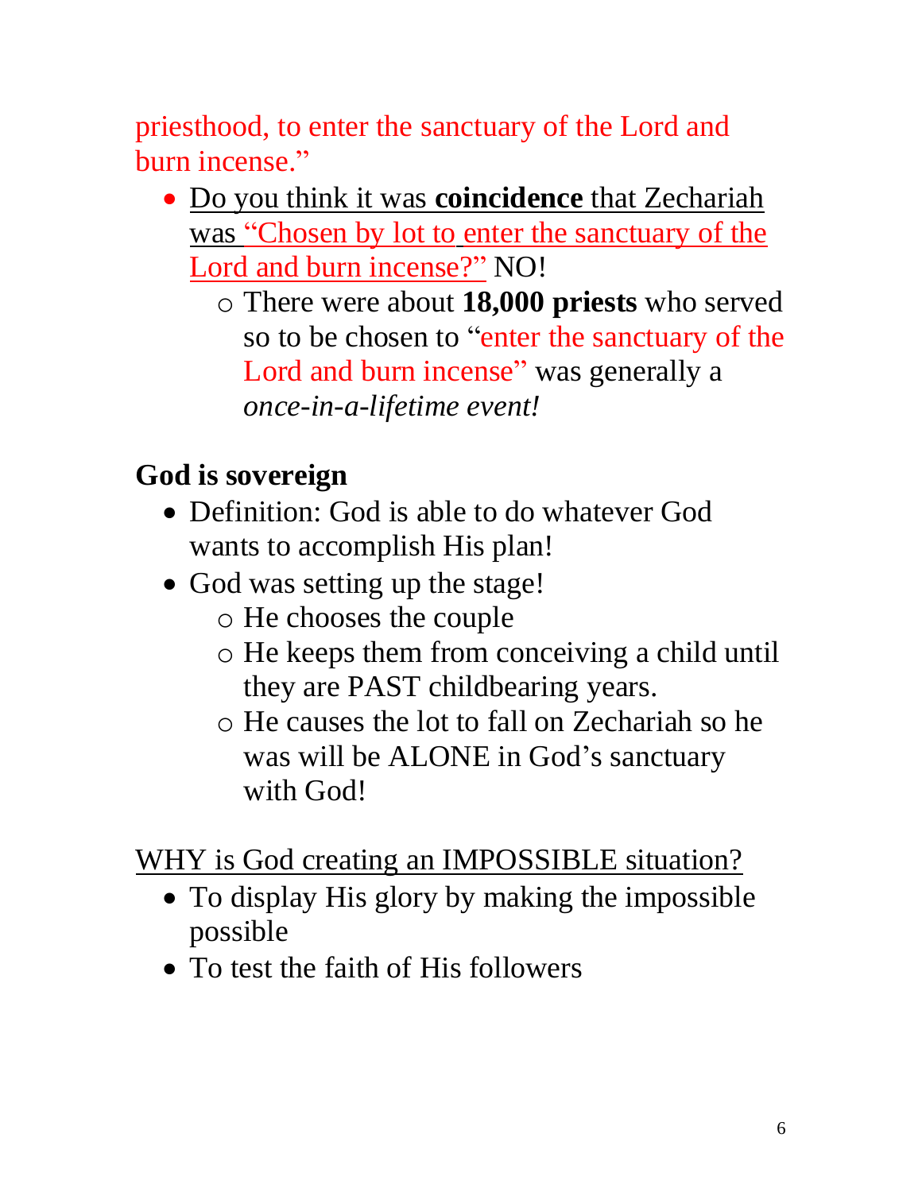priesthood, to enter the sanctuary of the Lord and burn incense."

- Do you think it was **coincidence** that Zechariah was "Chosen by lot to enter the sanctuary of the Lord and burn incense?" NO!
  - There were about **18,000 priests** who served so to be chosen to "enter the sanctuary of the Lord and burn incense" was generally a *once-in-a-lifetime event!*

**God is sovereign**

- Definition: God is able to do whatever God wants to accomplish His plan!
- God was setting up the stage!
  - He chooses the couple
  - He keeps them from conceiving a child until they are PAST childbearing years.
  - He causes the lot to fall on Zechariah so he was will be ALONE in God's sanctuary with God!

WHY is God creating an IMPOSSIBLE situation?

- To display His glory by making the impossible possible
- To test the faith of His followers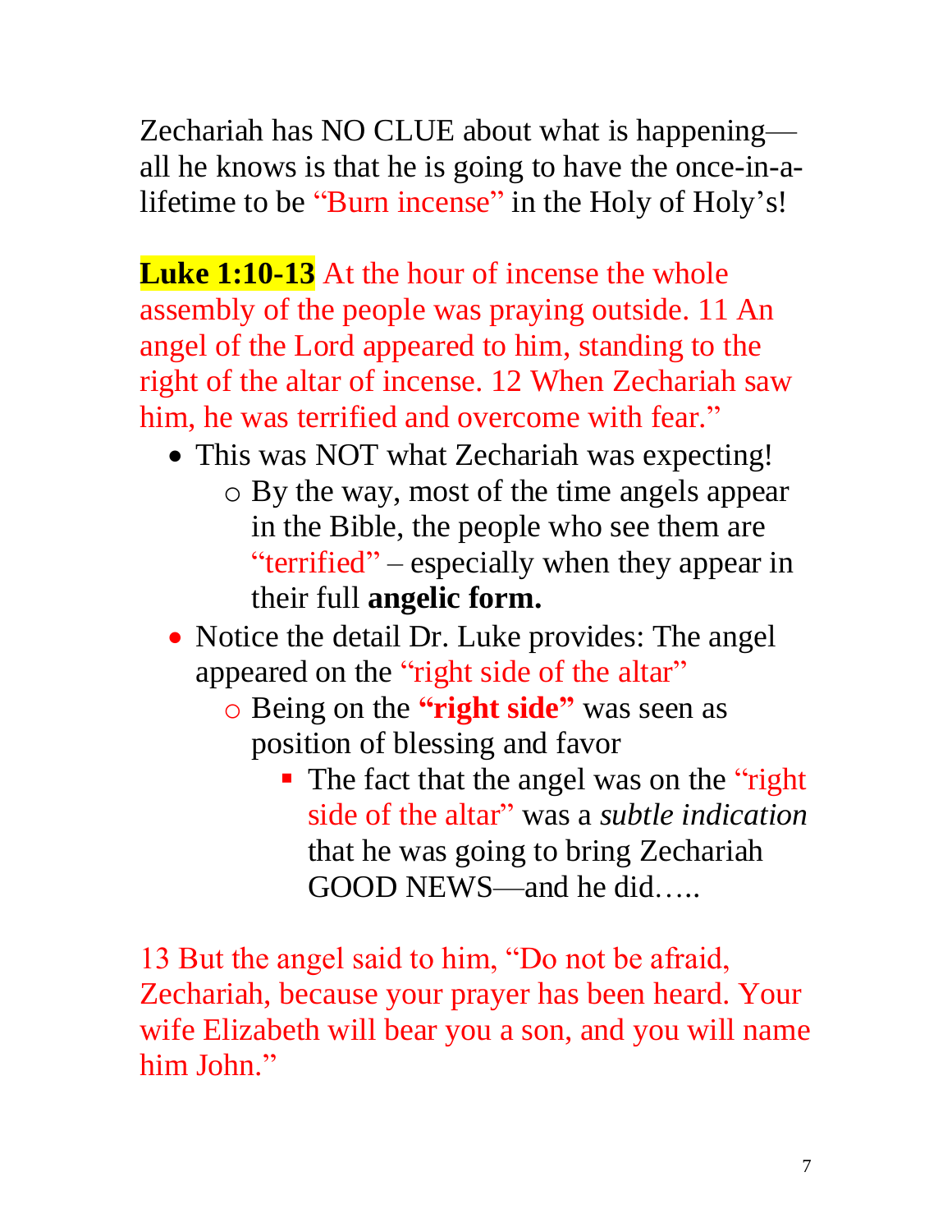Zechariah has NO CLUE about what is happening—all he knows is that he is going to have the once-in-a-lifetime to be "Burn incense" in the Holy of Holy's!

**Luke 1:10-13** At the hour of incense the whole assembly of the people was praying outside. 11 An angel of the Lord appeared to him, standing to the right of the altar of incense. 12 When Zechariah saw him, he was terrified and overcome with fear."

- This was NOT what Zechariah was expecting!
  - By the way, most of the time angels appear in the Bible, the people who see them are "terrified" – especially when they appear in their full **angelic form.**
- Notice the detail Dr. Luke provides: The angel appeared on the "right side of the altar"
  - Being on the **"right side"** was seen as position of blessing and favor
    - The fact that the angel was on the "right side of the altar" was a *subtle indication* that he was going to bring Zechariah GOOD NEWS—and he did…..

13 But the angel said to him, "Do not be afraid, Zechariah, because your prayer has been heard. Your wife Elizabeth will bear you a son, and you will name him John."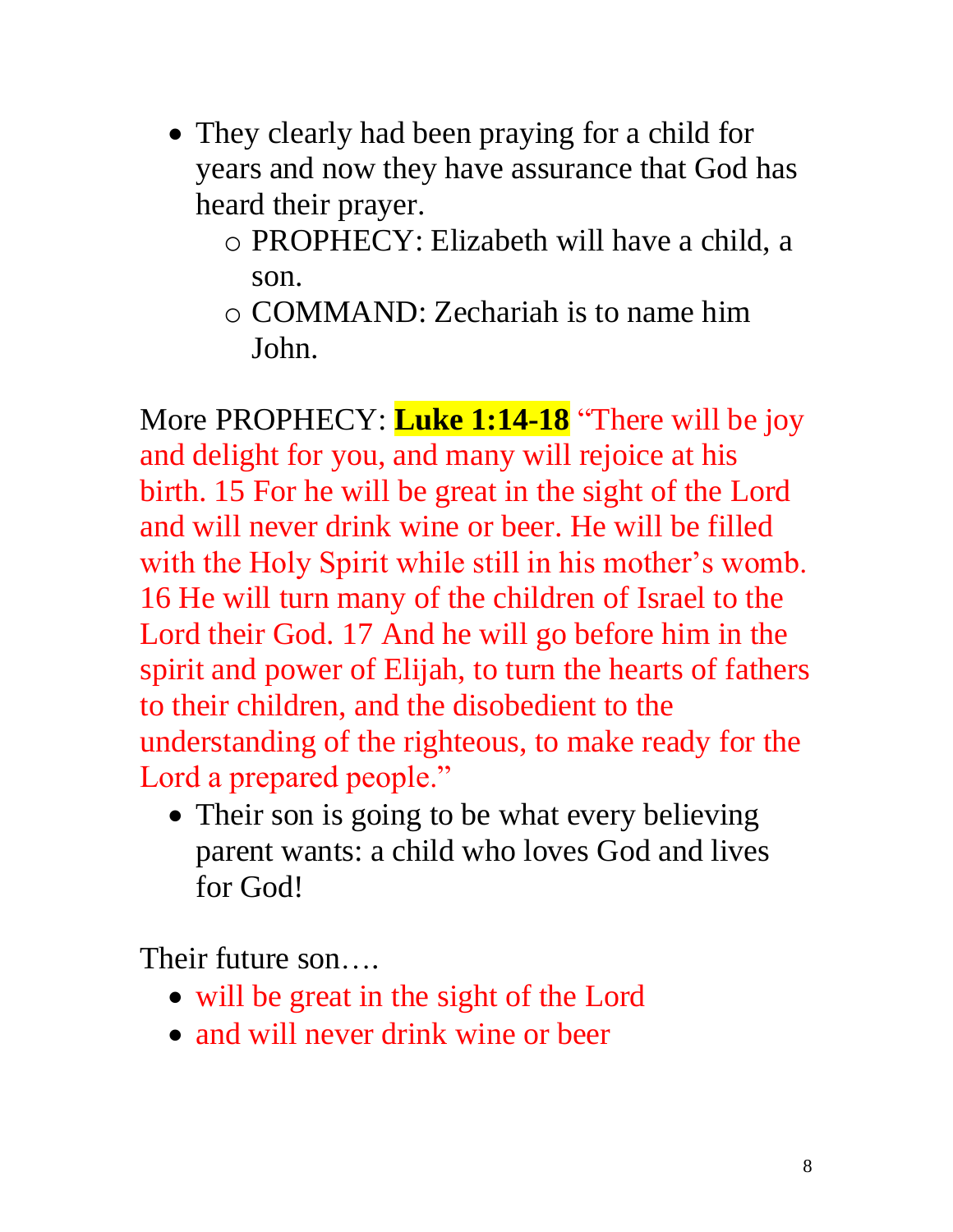- They clearly had been praying for a child for years and now they have assurance that God has heard their prayer.
  - PROPHECY: Elizabeth will have a child, a son.
  - COMMAND: Zechariah is to name him John.

More PROPHECY: **Luke 1:14-18** "There will be joy and delight for you, and many will rejoice at his birth. 15 For he will be great in the sight of the Lord and will never drink wine or beer. He will be filled with the Holy Spirit while still in his mother's womb. 16 He will turn many of the children of Israel to the Lord their God. 17 And he will go before him in the spirit and power of Elijah, to turn the hearts of fathers to their children, and the disobedient to the understanding of the righteous, to make ready for the Lord a prepared people."

- Their son is going to be what every believing parent wants: a child who loves God and lives for God!

Their future son….

- will be great in the sight of the Lord
- and will never drink wine or beer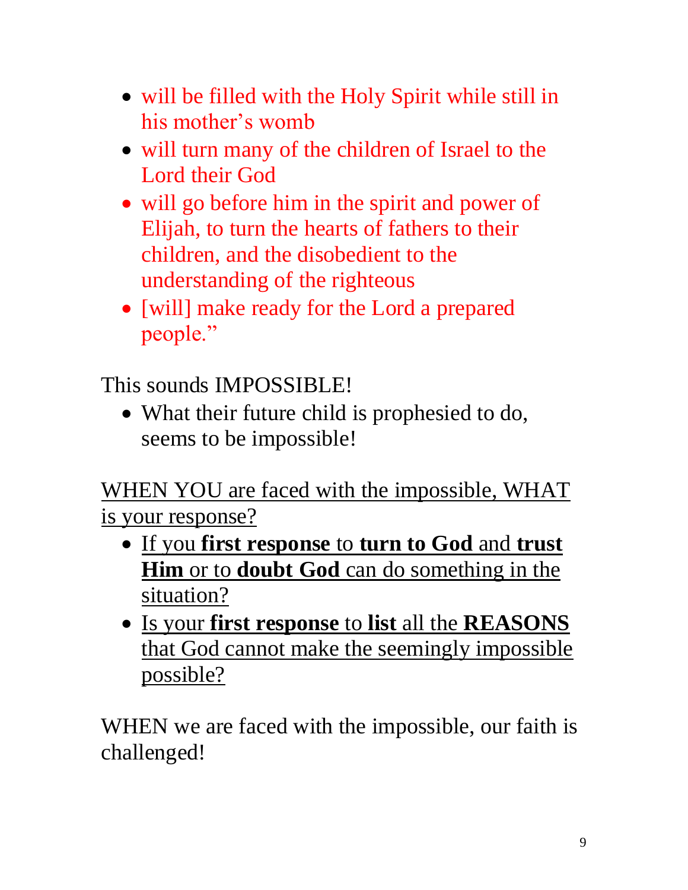- will be filled with the Holy Spirit while still in his mother's womb
- will turn many of the children of Israel to the Lord their God
- will go before him in the spirit and power of Elijah, to turn the hearts of fathers to their children, and the disobedient to the understanding of the righteous
- [will] make ready for the Lord a prepared people."

This sounds IMPOSSIBLE!

- What their future child is prophesied to do, seems to be impossible!

<u>WHEN YOU are faced with the impossible, WHAT is your response?</u>

- <u>If you **first response** to **turn to God** and **trust Him** or to **doubt God** can do something in the situation?</u>
- <u>Is your **first response** to **list** all the **REASONS** that God cannot make the seemingly impossible possible?</u>

WHEN we are faced with the impossible, our faith is challenged!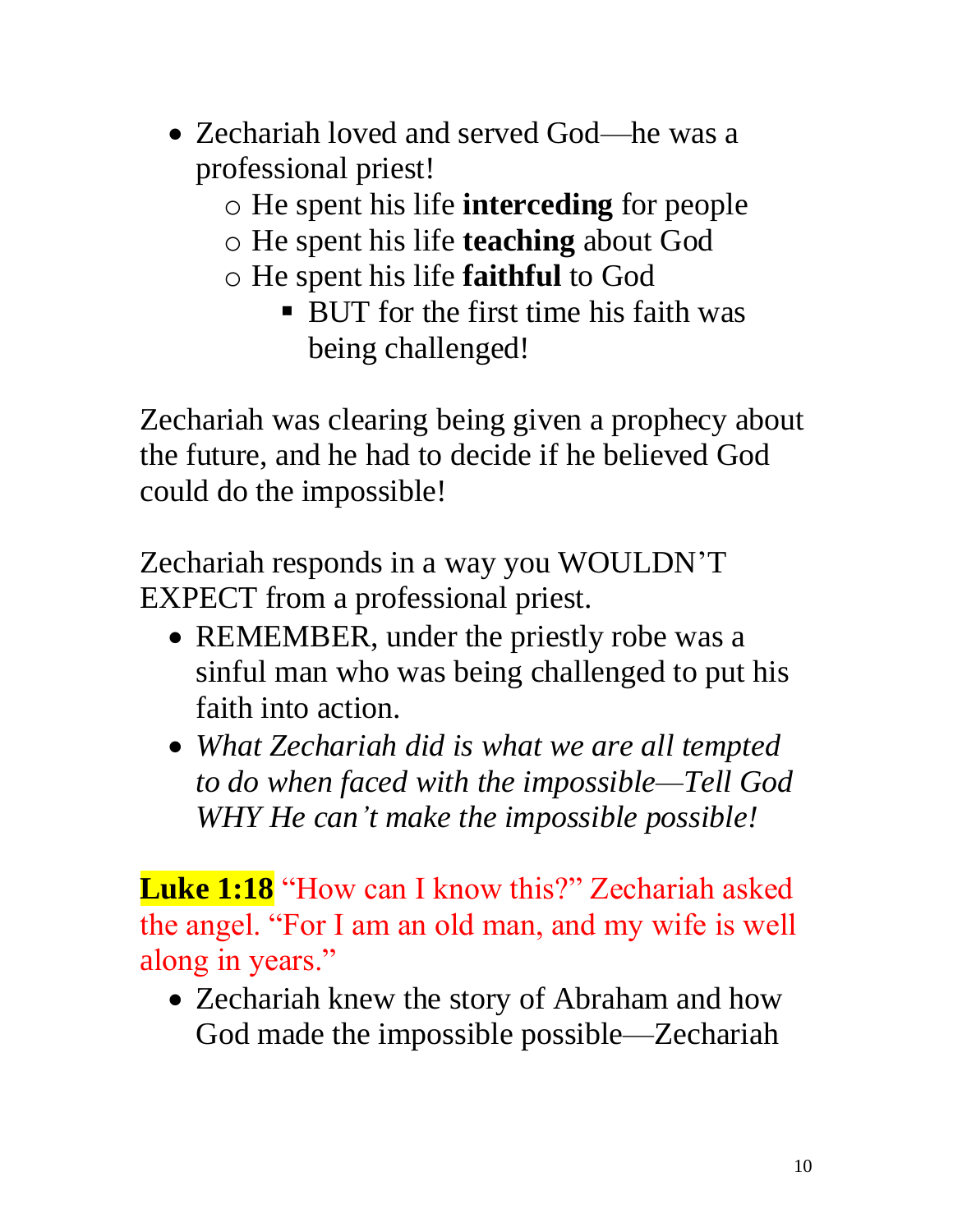- Zechariah loved and served God—he was a professional priest!
    - He spent his life **interceding** for people
    - He spent his life **teaching** about God
    - He spent his life **faithful** to God
        - BUT for the first time his faith was being challenged!

Zechariah was clearing being given a prophecy about the future, and he had to decide if he believed God could do the impossible!

Zechariah responds in a way you WOULDN'T EXPECT from a professional priest.

- REMEMBER, under the priestly robe was a sinful man who was being challenged to put his faith into action.
- *What Zechariah did is what we are all tempted to do when faced with the impossible—Tell God WHY He can't make the impossible possible!*

**Luke 1:18** "How can I know this?" Zechariah asked the angel. "For I am an old man, and my wife is well along in years."

- Zechariah knew the story of Abraham and how God made the impossible possible—Zechariah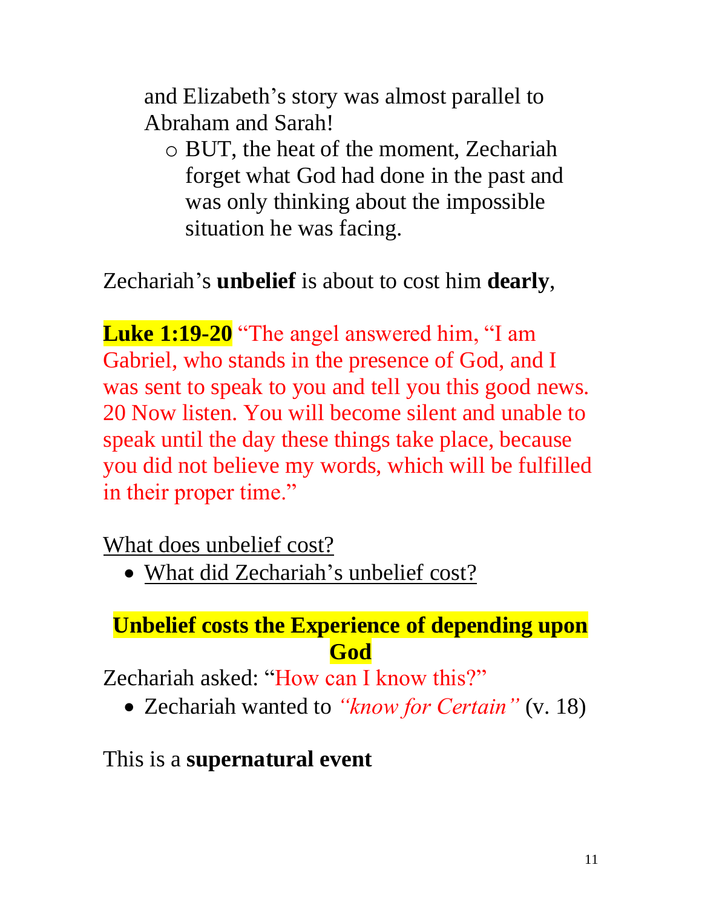and Elizabeth's story was almost parallel to Abraham and Sarah!

  - BUT, the heat of the moment, Zechariah forget what God had done in the past and was only thinking about the impossible situation he was facing.

Zechariah's **unbelief** is about to cost him **dearly**,

**Luke 1:19-20** "The angel answered him, "I am Gabriel, who stands in the presence of God, and I was sent to speak to you and tell you this good news. 20 Now listen. You will become silent and unable to speak until the day these things take place, because you did not believe my words, which will be fulfilled in their proper time."

<u>What does unbelief cost?</u>

- <u>What did Zechariah's unbelief cost?</u>

**Unbelief costs the Experience of depending upon God**

Zechariah asked: "How can I know this?"

- Zechariah wanted to *"know for Certain"* (v. 18)

This is a **supernatural event**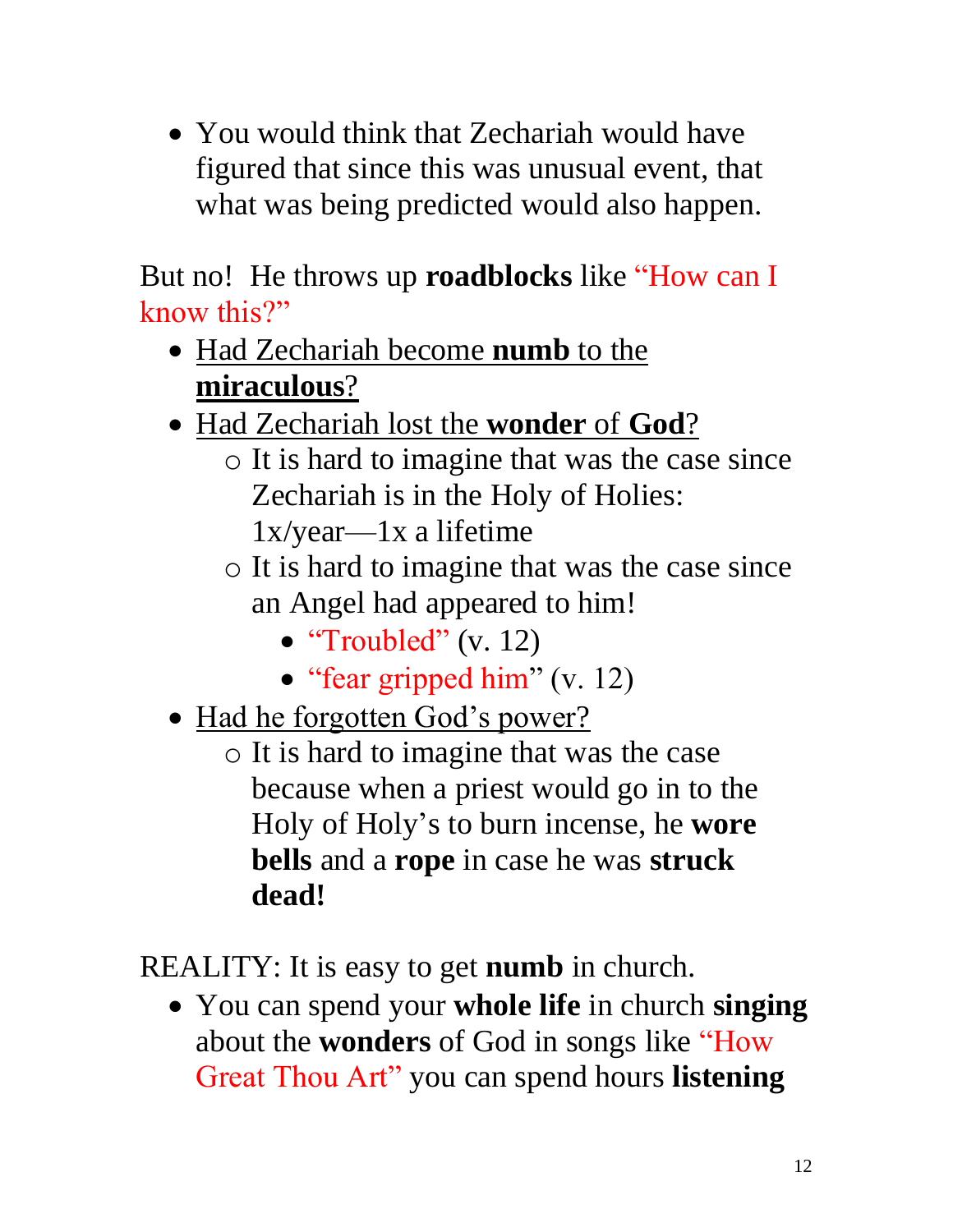- You would think that Zechariah would have figured that since this was unusual event, that what was being predicted would also happen.

But no! He throws up **roadblocks** like "How can I know this?"

- <u>Had Zechariah become **numb** to the **miraculous**?</u>
- <u>Had Zechariah lost the **wonder** of **God**?</u>
  - It is hard to imagine that was the case since Zechariah is in the Holy of Holies: 1x/year—1x a lifetime
  - It is hard to imagine that was the case since an Angel had appeared to him!
    - "Troubled" (v. 12)
    - "fear gripped him" (v. 12)
- <u>Had he forgotten God's power?</u>
  - It is hard to imagine that was the case because when a priest would go in to the Holy of Holy's to burn incense, he **wore bells** and a **rope** in case he was **struck dead!**

REALITY: It is easy to get **numb** in church.

- You can spend your **whole life** in church **singing** about the **wonders** of God in songs like "How Great Thou Art" you can spend hours **listening**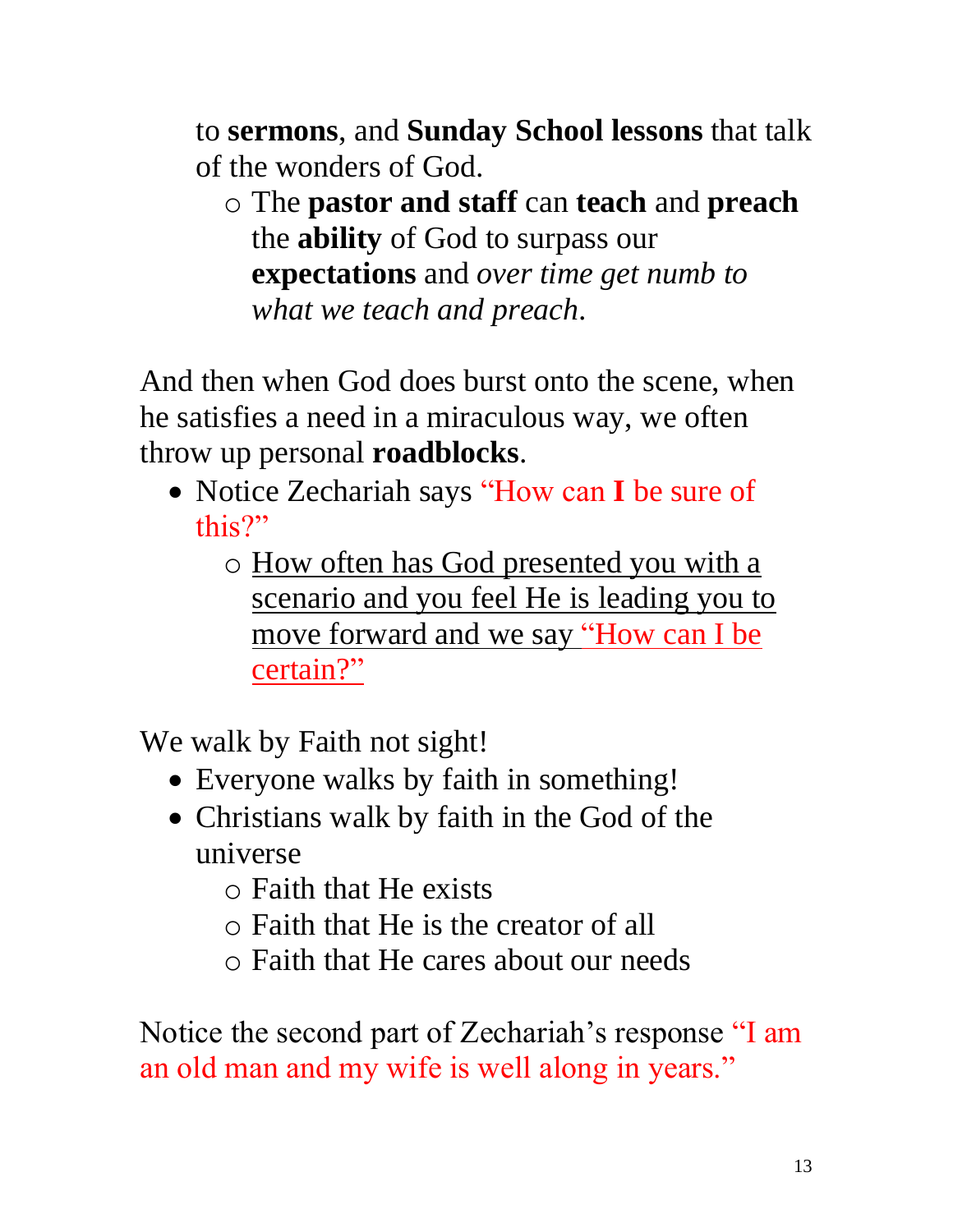to **sermons**, and **Sunday School lessons** that talk of the wonders of God.

- The **pastor and staff** can **teach** and **preach** the **ability** of God to surpass our **expectations** and *over time get numb to what we teach and preach*.

And then when God does burst onto the scene, when he satisfies a need in a miraculous way, we often throw up personal **roadblocks**.

- Notice Zechariah says "How can **I** be sure of this?"
  - <u>How often has God presented you with a scenario and you feel He is leading you to move forward and we say "How can I be certain?"</u>

We walk by Faith not sight!

- Everyone walks by faith in something!
- Christians walk by faith in the God of the universe
  - Faith that He exists
  - Faith that He is the creator of all
  - Faith that He cares about our needs

Notice the second part of Zechariah's response "I am an old man and my wife is well along in years."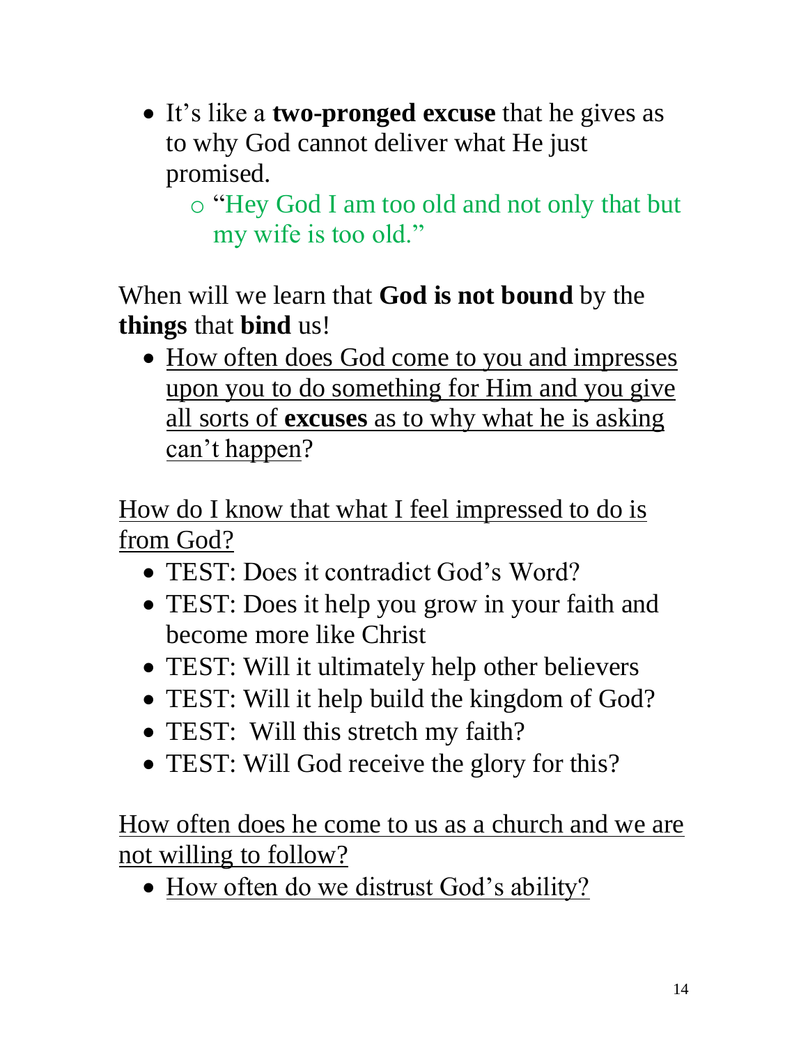- It's like a **two-pronged excuse** that he gives as to why God cannot deliver what He just promised.
    - "Hey God I am too old and not only that but my wife is too old."

When will we learn that **God is not bound** by the **things** that **bind** us!

- <u>How often does God come to you and impresses upon you to do something for Him and you give all sorts of **excuses** as to why what he is asking can't happen</u>?

<u>How do I know that what I feel impressed to do is from God?</u>

- TEST: Does it contradict God's Word?
- TEST: Does it help you grow in your faith and become more like Christ
- TEST: Will it ultimately help other believers
- TEST: Will it help build the kingdom of God?
- TEST: Will this stretch my faith?
- TEST: Will God receive the glory for this?

<u>How often does he come to us as a church and we are not willing to follow?</u>

- <u>How often do we distrust God's ability?</u>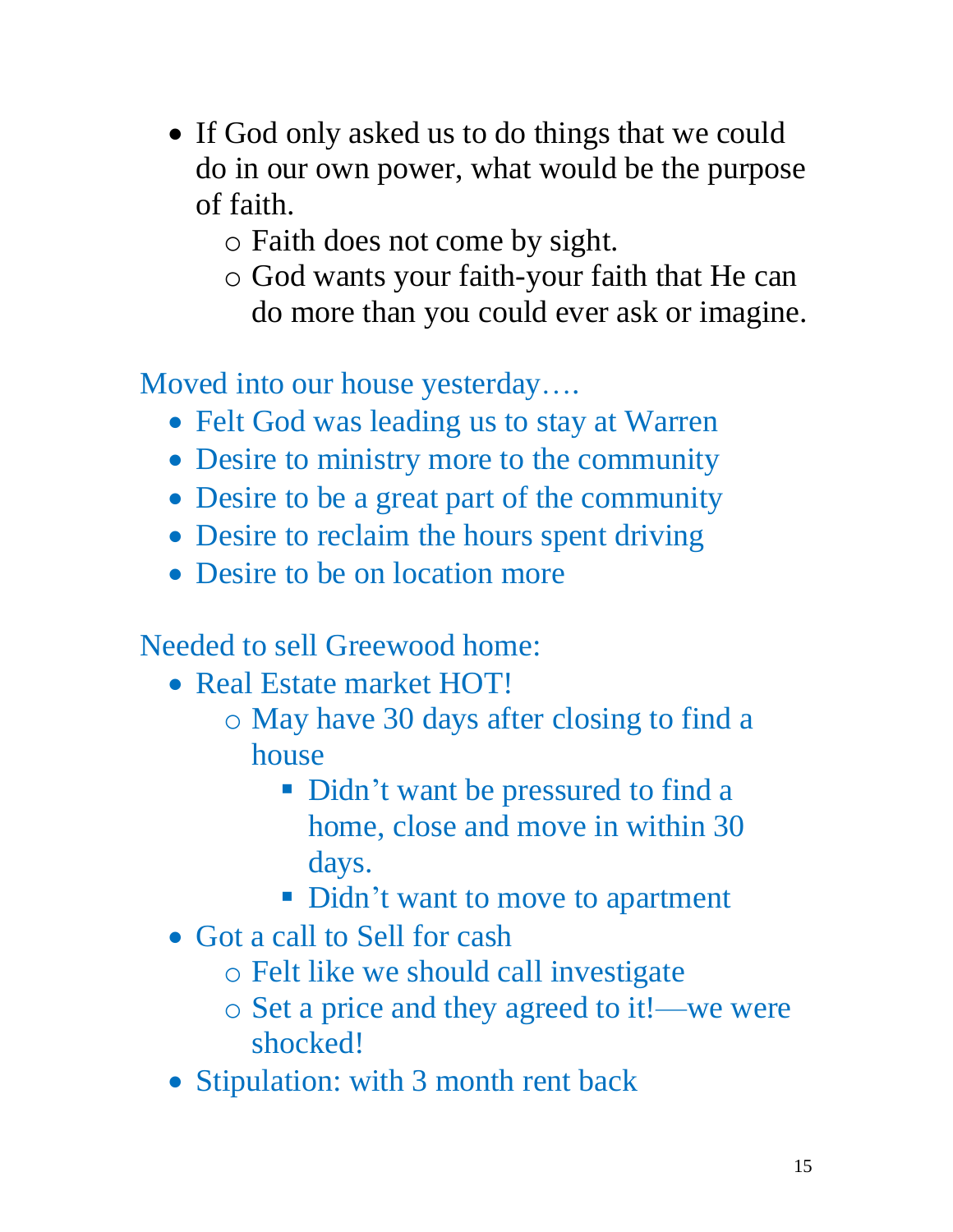- If God only asked us to do things that we could do in our own power, what would be the purpose of faith.
    - Faith does not come by sight.
    - God wants your faith-your faith that He can do more than you could ever ask or imagine.

Moved into our house yesterday….

- Felt God was leading us to stay at Warren
- Desire to ministry more to the community
- Desire to be a great part of the community
- Desire to reclaim the hours spent driving
- Desire to be on location more

Needed to sell Greewood home:

- Real Estate market HOT!
    - May have 30 days after closing to find a house
        - Didn't want be pressured to find a home, close and move in within 30 days.
        - Didn't want to move to apartment
- Got a call to Sell for cash
    - Felt like we should call investigate
    - Set a price and they agreed to it!—we were shocked!
- Stipulation: with 3 month rent back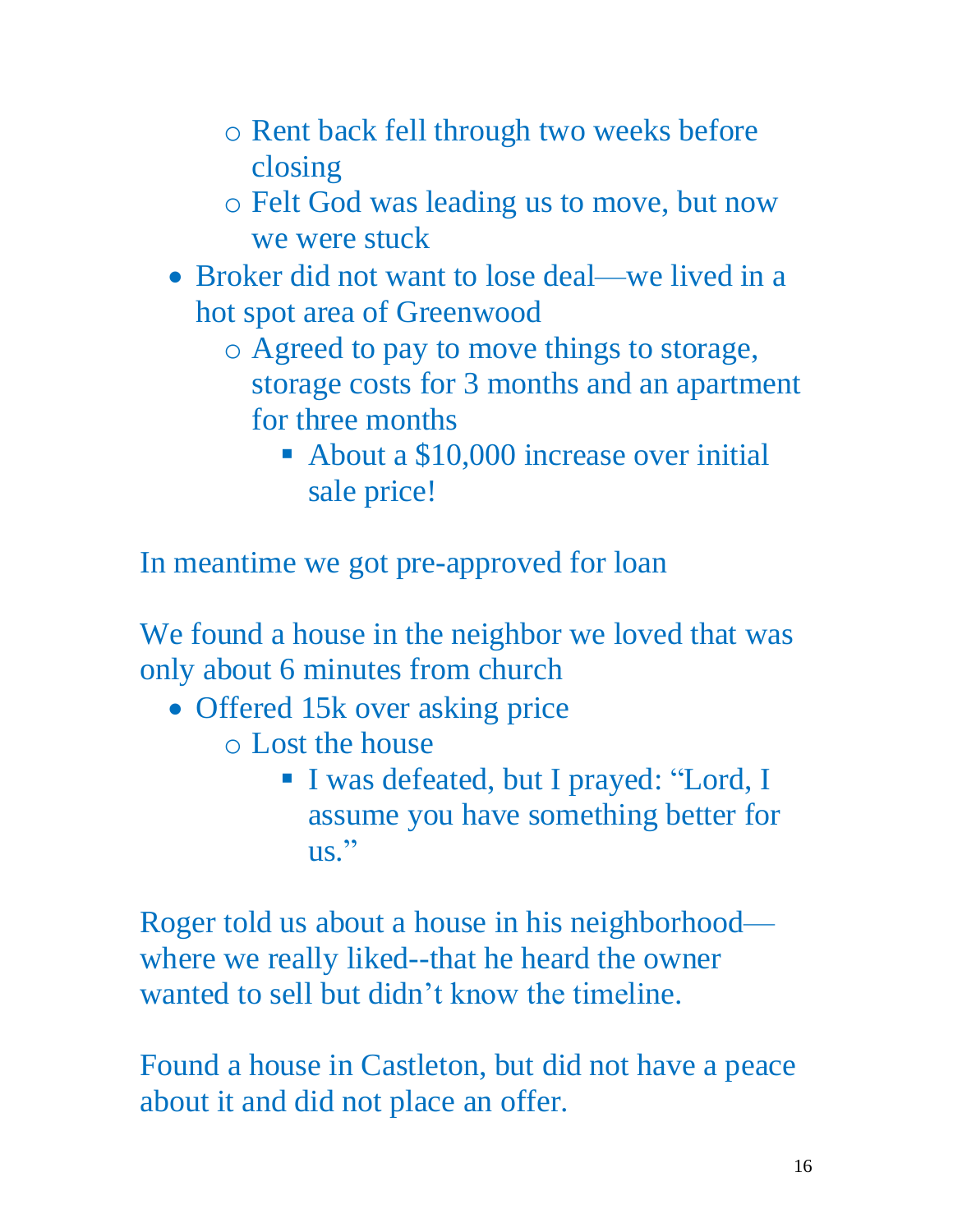- Rent back fell through two weeks before closing
    - Felt God was leading us to move, but now we were stuck
- Broker did not want to lose deal—we lived in a hot spot area of Greenwood
    - Agreed to pay to move things to storage, storage costs for 3 months and an apartment for three months
        - About a $10,000 increase over initial sale price!

In meantime we got pre-approved for loan

We found a house in the neighbor we loved that was only about 6 minutes from church

- Offered 15k over asking price
    - Lost the house
        - I was defeated, but I prayed: "Lord, I assume you have something better for us."

Roger told us about a house in his neighborhood—where we really liked--that he heard the owner wanted to sell but didn't know the timeline.

Found a house in Castleton, but did not have a peace about it and did not place an offer.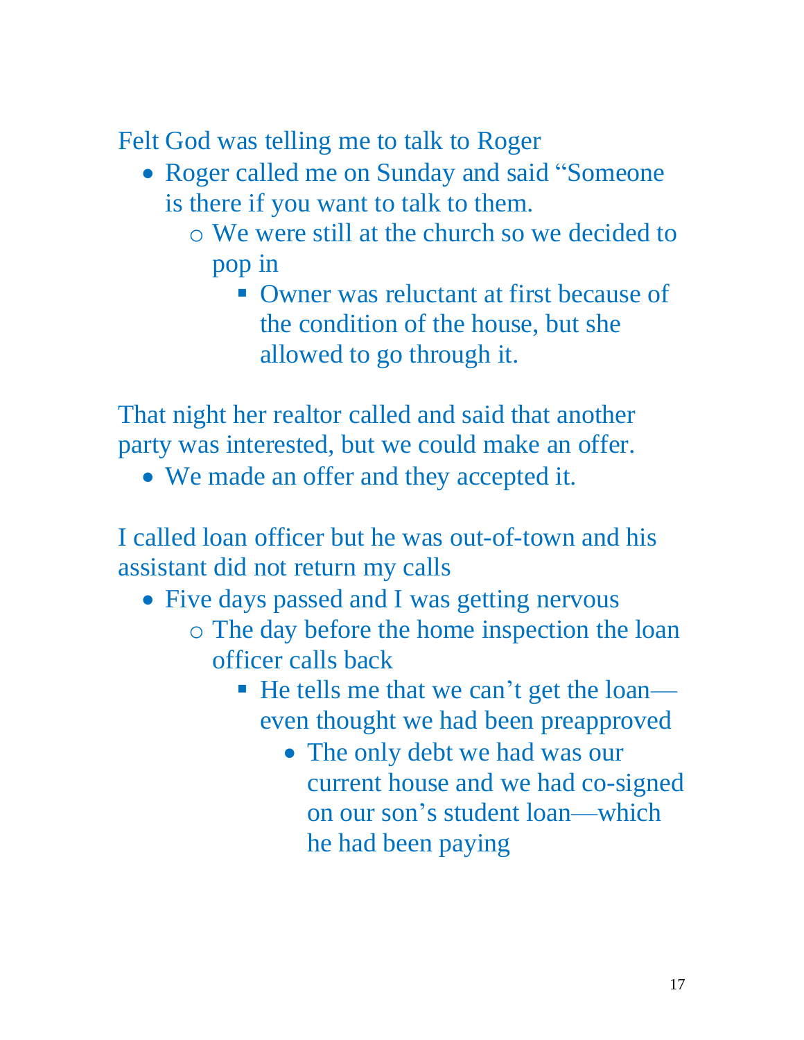Felt God was telling me to talk to Roger

- Roger called me on Sunday and said "Someone is there if you want to talk to them.
    - We were still at the church so we decided to pop in
        - Owner was reluctant at first because of the condition of the house, but she allowed to go through it.

That night her realtor called and said that another party was interested, but we could make an offer.

- We made an offer and they accepted it.

I called loan officer but he was out-of-town and his assistant did not return my calls

- Five days passed and I was getting nervous
    - The day before the home inspection the loan officer calls back
        - He tells me that we can't get the loan—even thought we had been preapproved
            - The only debt we had was our current house and we had co-signed on our son's student loan—which he had been paying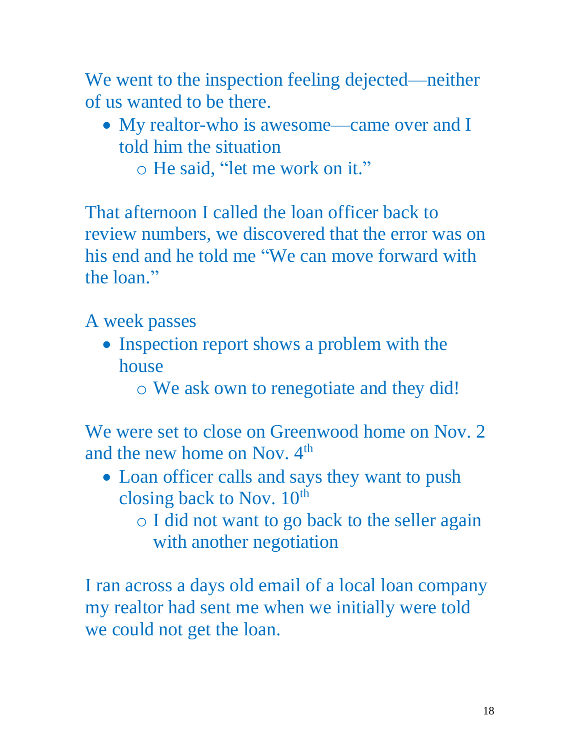We went to the inspection feeling dejected—neither of us wanted to be there.

- My realtor-who is awesome—came over and I told him the situation
  - He said, "let me work on it."

That afternoon I called the loan officer back to review numbers, we discovered that the error was on his end and he told me "We can move forward with the loan."

A week passes

- Inspection report shows a problem with the house
  - We ask own to renegotiate and they did!

We were set to close on Greenwood home on Nov. 2 and the new home on Nov. 4th

- Loan officer calls and says they want to push closing back to Nov. 10th
  - I did not want to go back to the seller again with another negotiation

I ran across a days old email of a local loan company my realtor had sent me when we initially were told we could not get the loan.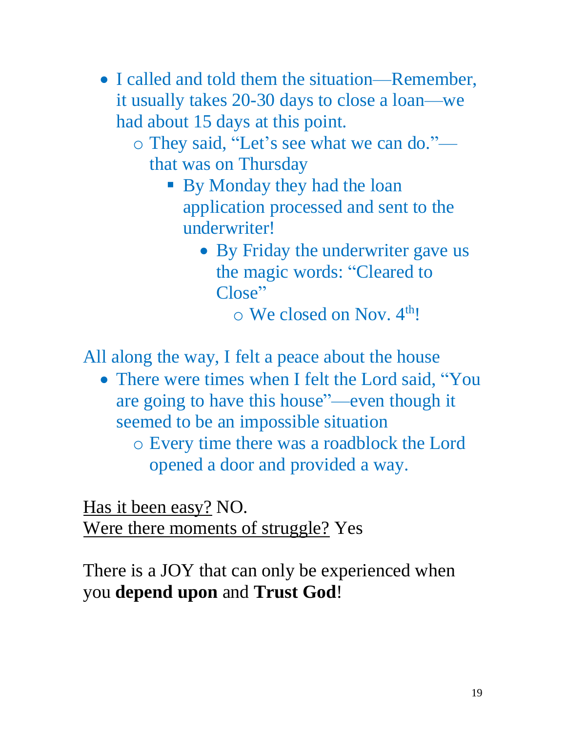- I called and told them the situation—Remember, it usually takes 20-30 days to close a loan—we had about 15 days at this point.
  - They said, "Let's see what we can do."—that was on Thursday
    - By Monday they had the loan application processed and sent to the underwriter!
      - By Friday the underwriter gave us the magic words: "Cleared to Close"
        - We closed on Nov. 4th!

All along the way, I felt a peace about the house

- There were times when I felt the Lord said, "You are going to have this house"—even though it seemed to be an impossible situation
  - Every time there was a roadblock the Lord opened a door and provided a way.

<u>Has it been easy?</u> NO.
<u>Were there moments of struggle?</u> Yes

There is a JOY that can only be experienced when you **depend upon** and **Trust God**!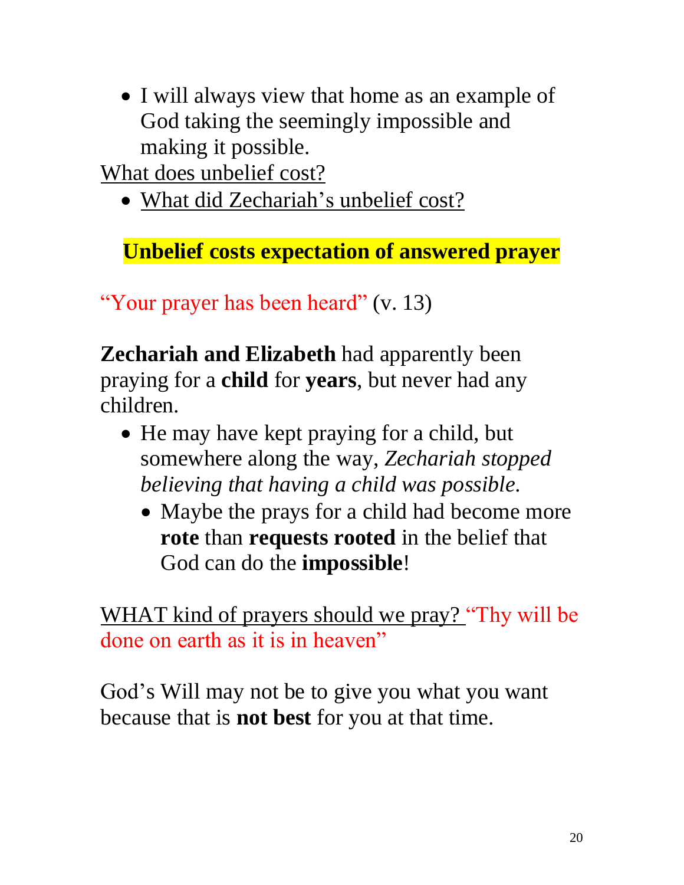- I will always view that home as an example of God taking the seemingly impossible and making it possible.

What does unbelief cost?

- What did Zechariah's unbelief cost?

**Unbelief costs expectation of answered prayer**

"Your prayer has been heard" (v. 13)

**Zechariah and Elizabeth** had apparently been praying for a **child** for **years**, but never had any children.

- He may have kept praying for a child, but somewhere along the way, *Zechariah stopped believing that having a child was possible.*
  - Maybe the prays for a child had become more **rote** than **requests rooted** in the belief that God can do the **impossible**!

WHAT kind of prayers should we pray? "Thy will be done on earth as it is in heaven"

God's Will may not be to give you what you want because that is **not best** for you at that time.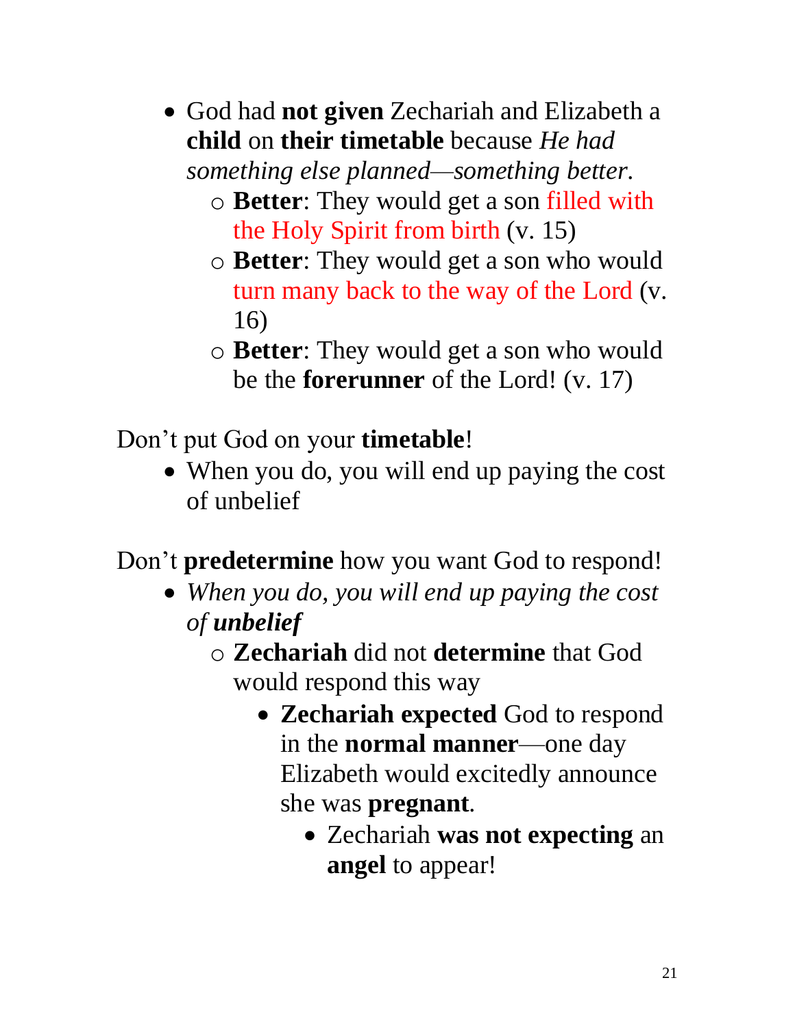- God had **not given** Zechariah and Elizabeth a **child** on **their timetable** because *He had something else planned—something better.*
    - **Better**: They would get a son filled with the Holy Spirit from birth (v. 15)
    - **Better**: They would get a son who would turn many back to the way of the Lord (v. 16)
    - **Better**: They would get a son who would be the **forerunner** of the Lord! (v. 17)

Don't put God on your **timetable**!

- When you do, you will end up paying the cost of unbelief

Don't **predetermine** how you want God to respond!

- *When you do, you will end up paying the cost of* ***unbelief***
    - **Zechariah** did not **determine** that God would respond this way
        - **Zechariah expected** God to respond in the **normal manner**—one day Elizabeth would excitedly announce she was **pregnant**.
            - Zechariah **was not expecting** an **angel** to appear!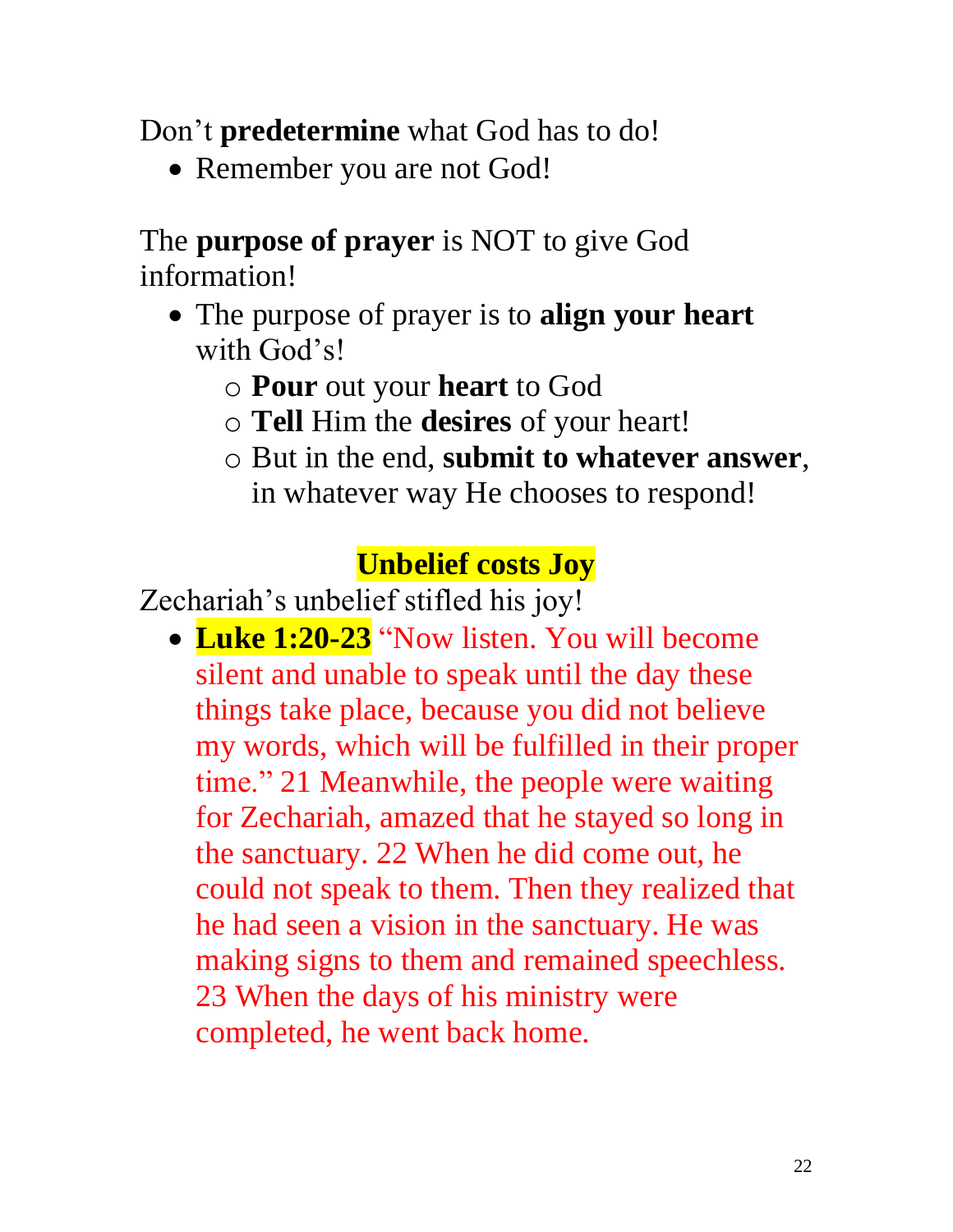Don’t **predetermine** what God has to do!

- Remember you are not God!

The **purpose of prayer** is NOT to give God information!

- The purpose of prayer is to **align your heart** with God’s!
  - **Pour** out your **heart** to God
  - **Tell** Him the **desires** of your heart!
  - But in the end, **submit to whatever answer**, in whatever way He chooses to respond!

## Unbelief costs Joy

Zechariah’s unbelief stifled his joy!

- **Luke 1:20-23** “Now listen. You will become silent and unable to speak until the day these things take place, because you did not believe my words, which will be fulfilled in their proper time.” 21 Meanwhile, the people were waiting for Zechariah, amazed that he stayed so long in the sanctuary. 22 When he did come out, he could not speak to them. Then they realized that he had seen a vision in the sanctuary. He was making signs to them and remained speechless. 23 When the days of his ministry were completed, he went back home.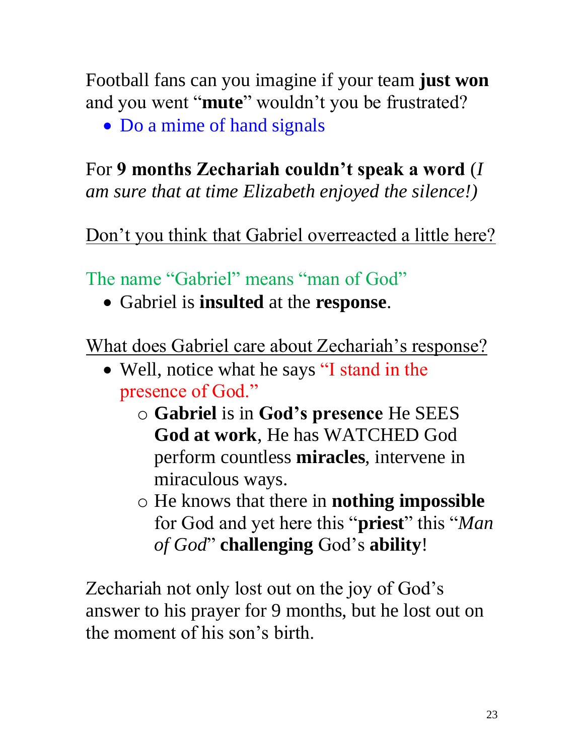Football fans can you imagine if your team **just won** and you went "**mute**" wouldn't you be frustrated?

- Do a mime of hand signals

For **9 months Zechariah couldn't speak a word** (*I am sure that at time Elizabeth enjoyed the silence!)*

<u>Don't you think that Gabriel overreacted a little here?</u>

The name "Gabriel" means "man of God"

- Gabriel is **insulted** at the **response**.

<u>What does Gabriel care about Zechariah's response?</u>

- Well, notice what he says "I stand in the presence of God."
  - **Gabriel** is in **God's presence** He SEES **God at work**, He has WATCHED God perform countless **miracles**, intervene in miraculous ways.
  - He knows that there in **nothing impossible** for God and yet here this "**priest**" this "*Man of God*" **challenging** God's **ability**!

Zechariah not only lost out on the joy of God's answer to his prayer for 9 months, but he lost out on the moment of his son's birth.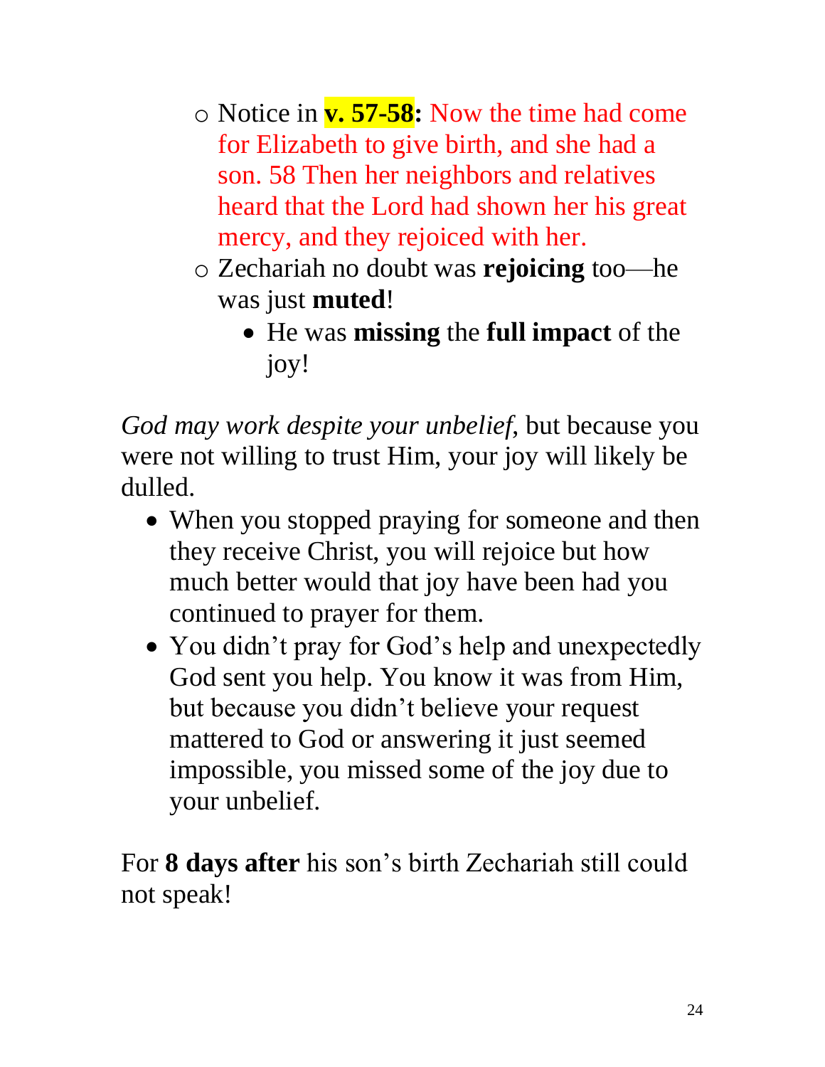- Notice in **v. 57-58:** Now the time had come for Elizabeth to give birth, and she had a son. 58 Then her neighbors and relatives heard that the Lord had shown her his great mercy, and they rejoiced with her.
- Zechariah no doubt was **rejoicing** too—he was just **muted**!
  - He was **missing** the **full impact** of the joy!

*God may work despite your unbelief*, but because you were not willing to trust Him, your joy will likely be dulled.

- When you stopped praying for someone and then they receive Christ, you will rejoice but how much better would that joy have been had you continued to prayer for them.
- You didn't pray for God's help and unexpectedly God sent you help. You know it was from Him, but because you didn't believe your request mattered to God or answering it just seemed impossible, you missed some of the joy due to your unbelief.

For **8 days after** his son's birth Zechariah still could not speak!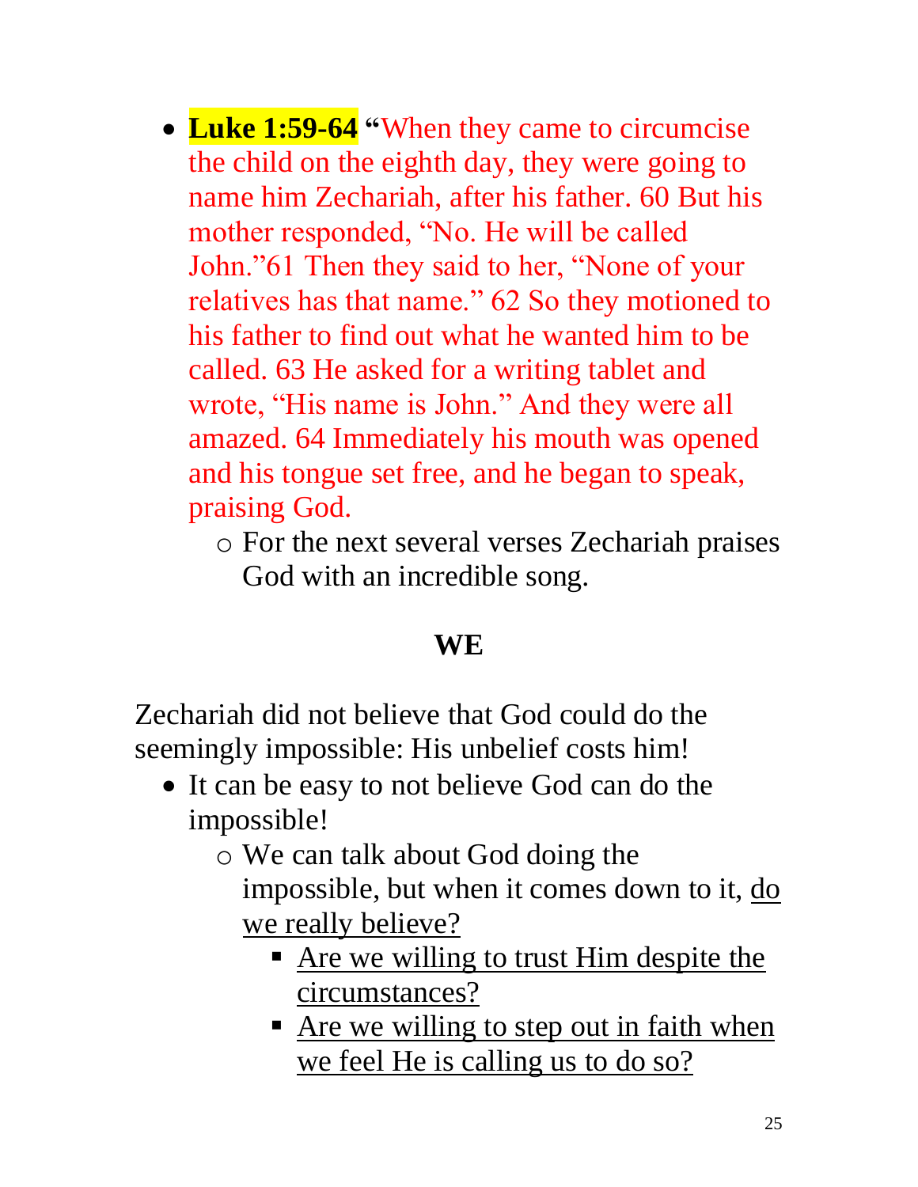- **Luke 1:59-64** **"**When they came to circumcise the child on the eighth day, they were going to name him Zechariah, after his father. 60 But his mother responded, "No. He will be called John."61 Then they said to her, "None of your relatives has that name." 62 So they motioned to his father to find out what he wanted him to be called. 63 He asked for a writing tablet and wrote, "His name is John." And they were all amazed. 64 Immediately his mouth was opened and his tongue set free, and he began to speak, praising God.
  - For the next several verses Zechariah praises God with an incredible song.

## WE

Zechariah did not believe that God could do the seemingly impossible: His unbelief costs him!

- It can be easy to not believe God can do the impossible!
  - We can talk about God doing the impossible, but when it comes down to it, <u>do we really believe?</u>
    - <u>Are we willing to trust Him despite the circumstances?</u>
    - <u>Are we willing to step out in faith when we feel He is calling us to do so?</u>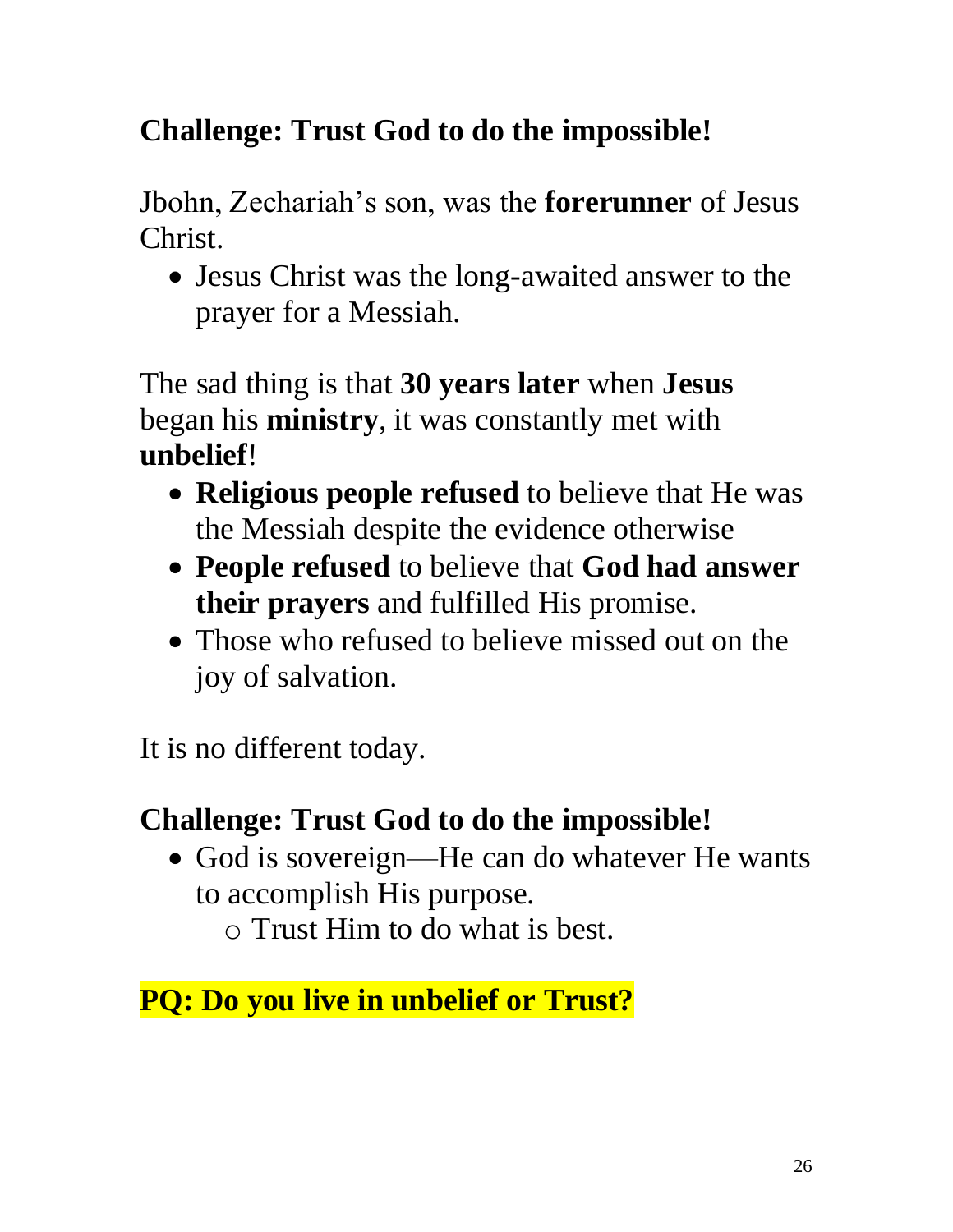**Challenge: Trust God to do the impossible!**

Jbohn, Zechariah's son, was the **forerunner** of Jesus Christ.

- Jesus Christ was the long-awaited answer to the prayer for a Messiah.

The sad thing is that **30 years later** when **Jesus** began his **ministry**, it was constantly met with **unbelief**!

- **Religious people refused** to believe that He was the Messiah despite the evidence otherwise
- **People refused** to believe that **God had answer their prayers** and fulfilled His promise.
- Those who refused to believe missed out on the joy of salvation.

It is no different today.

**Challenge: Trust God to do the impossible!**

- God is sovereign—He can do whatever He wants to accomplish His purpose.
    - Trust Him to do what is best.

**PQ: Do you live in unbelief or Trust?**